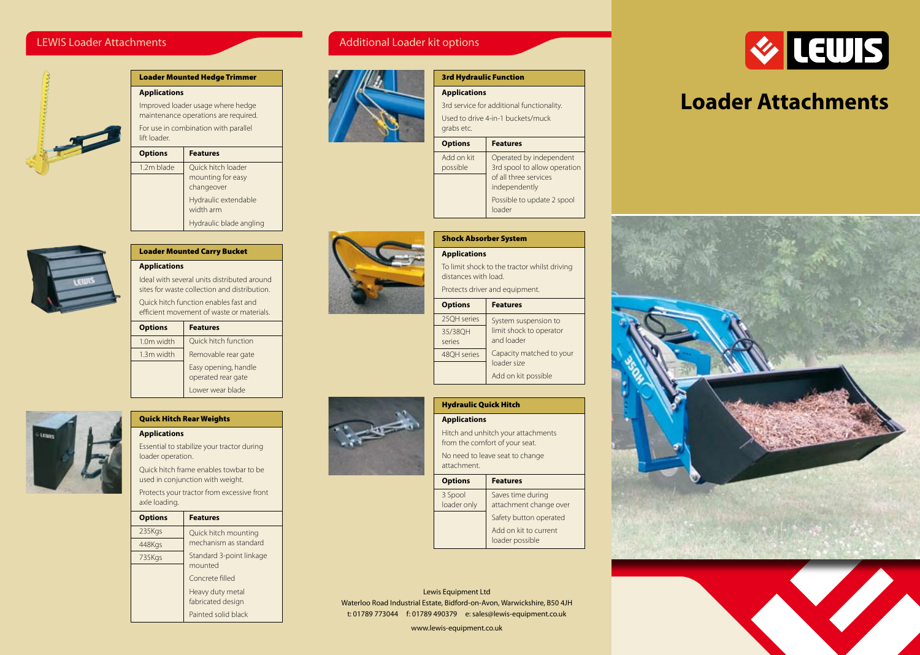## LEWIS Loader Attachments

| Loader Mounted Hedge Trimmer | |
|---|---|
| **Applications** | |
| Improved loader usage where hedge maintenance operations are required. | |
| For use in combination with parallel lift loader. | |
| **Options** | **Features** |
| 1.2m blade | Quick hitch loader mounting for easy changeover |
| | Hydraulic extendable width arm |
| | Hydraulic blade angling |

| Loader Mounted Carry Bucket | |
|---|---|
| **Applications** | |
| Ideal with several units distributed around sites for waste collection and distribution. | |
| Quick hitch function enables fast and efficient movement of waste or materials. | |
| **Options** | **Features** |
| 1.0m width | Quick hitch function |
| 1.3m width | Removable rear gate |
| | Easy opening, handle operated rear gate |
| | Lower wear blade |

| Quick Hitch Rear Weights | |
|---|---|
| **Applications** | |
| Essential to stabilize your tractor during loader operation. | |
| Quick hitch frame enables towbar to be used in conjunction with weight. | |
| Protects your tractor from excessive front axle loading. | |
| **Options** | **Features** |
| 235Kgs | Quick hitch mounting mechanism as standard |
| 448Kgs | Standard 3-point linkage mounted |
| 735Kgs | Concrete filled |
| | Heavy duty metal fabricated design |
| | Painted solid black |

## Additional Loader kit options

| 3rd Hydraulic Function | |
|---|---|
| **Applications** | |
| 3rd service for additional functionality. | |
| Used to drive 4-in-1 buckets/muck grabs etc. | |
| **Options** | **Features** |
| Add on kit possible | Operated by independent 3rd spool to allow operation of all three services independently |
| | Possible to update 2 spool loader |

| Shock Absorber System | |
|---|---|
| **Applications** | |
| To limit shock to the tractor whilst driving distances with load. | |
| Protects driver and equipment. | |
| **Options** | **Features** |
| 25QH series | System suspension to limit shock to operator and loader |
| 35/38QH series | |
| 48QH series | Capacity matched to your loader size |
| | Add on kit possible |

| Hydraulic Quick Hitch | |
|---|---|
| **Applications** | |
| Hitch and unhitch your attachments from the comfort of your seat. | |
| No need to leave seat to change attachment. | |
| **Options** | **Features** |
| 3 Spool loader only | Saves time during attachment change over |
| | Safety button operated |
| | Add on kit to current loader possible |

Lewis Equipment Ltd
Waterloo Road Industrial Estate, Bidford-on-Avon, Warwickshire, B50 4JH
t: 01789 773044 f: 01789 490379 e: sales@lewis-equipment.co.uk
www.lewis-equipment.co.uk

LEWIS

# Loader Attachments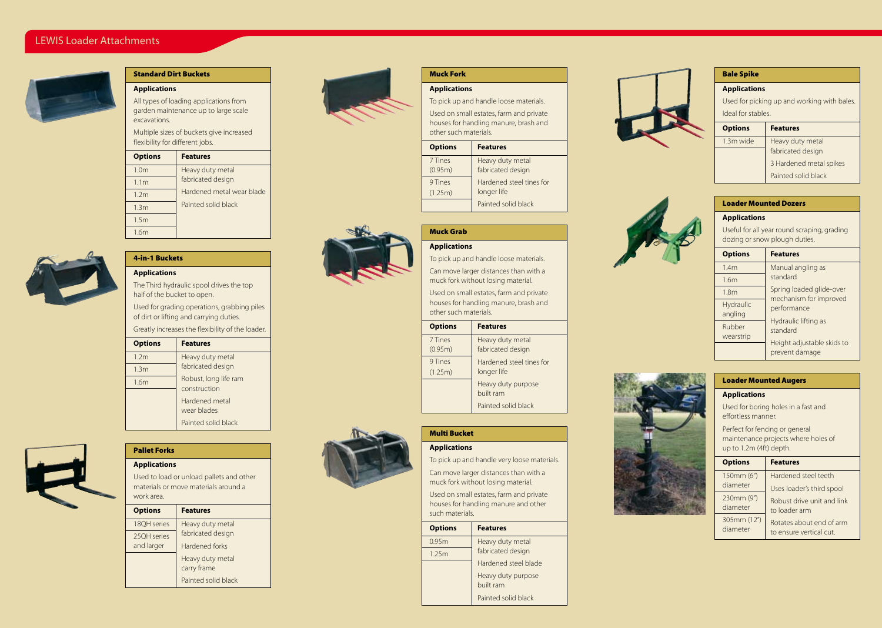# LEWIS Loader Attachments

## Standard Dirt Buckets

**Applications**

All types of loading applications from garden maintenance up to large scale excavations.

Multiple sizes of buckets give increased flexibility for different jobs.

| Options | Features |
|---|---|
| 1.0m | Heavy duty metal fabricated design |
| 1.1m | Hardened metal wear blade |
| 1.2m | Painted solid black |
| 1.3m | |
| 1.5m | |
| 1.6m | |

## 4-in-1 Buckets

**Applications**

The Third hydraulic spool drives the top half of the bucket to open.

Used for grading operations, grabbing piles of dirt or lifting and carrying duties.

Greatly increases the flexibility of the loader.

| Options | Features |
|---|---|
| 1.2m | Heavy duty metal fabricated design |
| 1.3m | Robust, long life ram construction |
| 1.6m | Hardened metal wear blades |
| | Painted solid black |

## Pallet Forks

**Applications**

Used to load or unload pallets and other materials or move materials around a work area.

| Options | Features |
|---|---|
| 18QH series | Heavy duty metal fabricated design |
| 25QH series and larger | Hardened forks |
| | Heavy duty metal carry frame |
| | Painted solid black |

## Muck Fork

**Applications**

To pick up and handle loose materials.

Used on small estates, farm and private houses for handling manure, brash and other such materials.

| Options | Features |
|---|---|
| 7 Tines (0.95m) | Heavy duty metal fabricated design |
| 9 Tines (1.25m) | Hardened steel tines for longer life |
| | Painted solid black |

## Muck Grab

**Applications**

To pick up and handle loose materials.

Can move larger distances than with a muck fork without losing material.

Used on small estates, farm and private houses for handling manure, brash and other such materials.

| Options | Features |
|---|---|
| 7 Tines (0.95m) | Heavy duty metal fabricated design |
| 9 Tines (1.25m) | Hardened steel tines for longer life |
| | Heavy duty purpose built ram |
| | Painted solid black |

## Multi Bucket

**Applications**

To pick up and handle very loose materials.

Can move larger distances than with a muck fork without losing material.

Used on small estates, farm and private houses for handling manure and other such materials.

| Options | Features |
|---|---|
| 0.95m | Heavy duty metal fabricated design |
| 1.25m | Hardened steel blade |
| | Heavy duty purpose built ram |
| | Painted solid black |

## Bale Spike

**Applications**

Used for picking up and working with bales. Ideal for stables.

| Options | Features |
|---|---|
| 1.3m wide | Heavy duty metal fabricated design |
| | 3 Hardened metal spikes |
| | Painted solid black |

## Loader Mounted Dozers

**Applications**

Useful for all year round scraping, grading dozing or snow plough duties.

| Options | Features |
|---|---|
| 1.4m | Manual angling as standard |
| 1.6m | Spring loaded glide-over mechanism for improved performance |
| 1.8m | Hydraulic lifting as standard |
| Hydraulic angling | Height adjustable skids to prevent damage |
| Rubber wearstrip | |

## Loader Mounted Augers

**Applications**

Used for boring holes in a fast and effortless manner.

Perfect for fencing or general maintenance projects where holes of up to 1.2m (4ft) depth.

| Options | Features |
|---|---|
| 150mm (6") diameter | Hardened steel teeth |
| 230mm (9") diameter | Uses loader's third spool |
| 305mm (12") diameter | Robust drive unit and link to loader arm |
| | Rotates about end of arm to ensure vertical cut. |